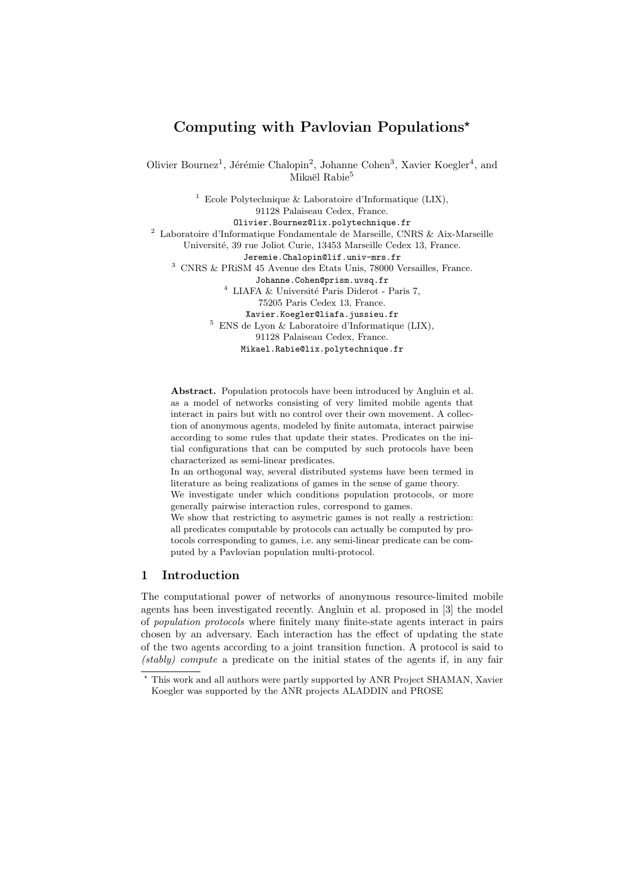# Computing with Pavlovian Populations*

Olivier Bournez[1], Jérémie Chalopin[2], Johanne Cohen[3], Xavier Koegler[4], and Mikaël Rabie[5]

[1] Ecole Polytechnique & Laboratoire d'Informatique (LIX), 91128 Palaiseau Cedex, France.
`Olivier.Bournez@lix.polytechnique.fr`

[2] Laboratoire d'Informatique Fondamentale de Marseille, CNRS & Aix-Marseille Université, 39 rue Joliot Curie, 13453 Marseille Cedex 13, France.
`Jeremie.Chalopin@lif.univ-mrs.fr`

[3] CNRS & PRiSM 45 Avenue des Etats Unis, 78000 Versailles, France.
`Johanne.Cohen@prism.uvsq.fr`

[4] LIAFA & Université Paris Diderot - Paris 7, 75205 Paris Cedex 13, France.
`Xavier.Koegler@liafa.jussieu.fr`

[5] ENS de Lyon & Laboratoire d'Informatique (LIX), 91128 Palaiseau Cedex, France.
`Mikael.Rabie@lix.polytechnique.fr`

**Abstract.** Population protocols have been introduced by Angluin et al. as a model of networks consisting of very limited mobile agents that interact in pairs but with no control over their own movement. A collection of anonymous agents, modeled by finite automata, interact pairwise according to some rules that update their states. Predicates on the initial configurations that can be computed by such protocols have been characterized as semi-linear predicates.

In an orthogonal way, several distributed systems have been termed in literature as being realizations of games in the sense of game theory.

We investigate under which conditions population protocols, or more generally pairwise interaction rules, correspond to games.

We show that restricting to asymetric games is not really a restriction: all predicates computable by protocols can actually be computed by protocols corresponding to games, i.e. any semi-linear predicate can be computed by a Pavlovian population multi-protocol.

## 1 Introduction

The computational power of networks of anonymous resource-limited mobile agents has been investigated recently. Angluin et al. proposed in [3] the model of *population protocols* where finitely many finite-state agents interact in pairs chosen by an adversary. Each interaction has the effect of updating the state of the two agents according to a joint transition function. A protocol is said to *(stably) compute* a predicate on the initial states of the agents if, in any fair

* This work and all authors were partly supported by ANR Project SHAMAN, Xavier Koegler was supported by the ANR projects ALADDIN and PROSE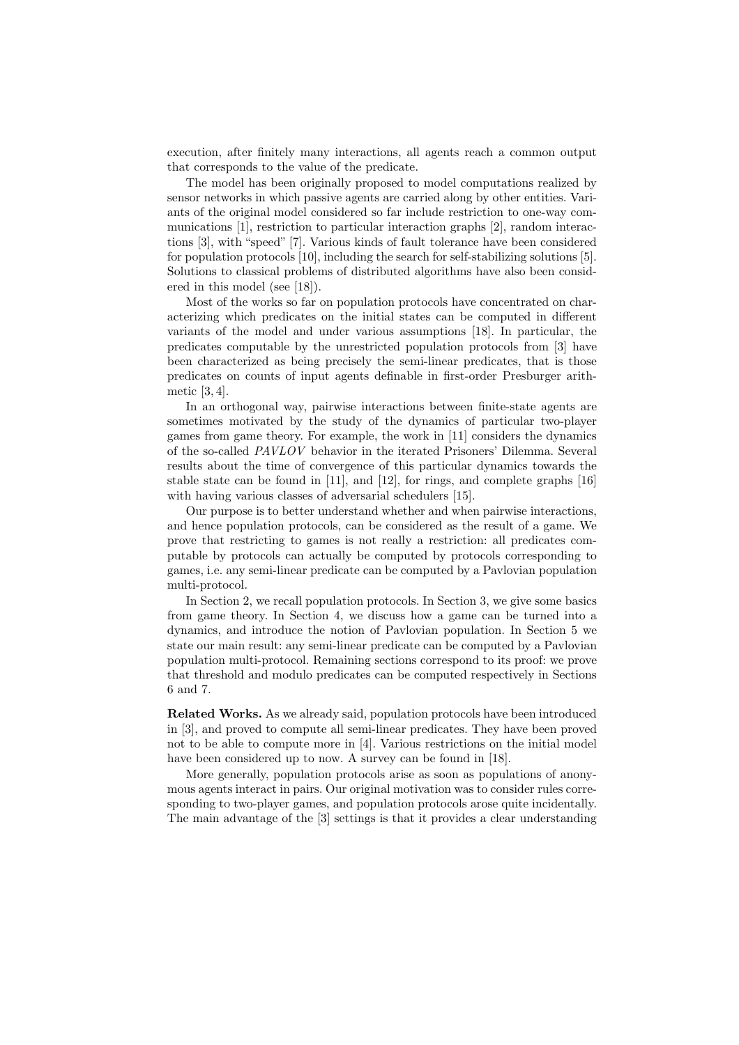execution, after finitely many interactions, all agents reach a common output that corresponds to the value of the predicate.

The model has been originally proposed to model computations realized by sensor networks in which passive agents are carried along by other entities. Variants of the original model considered so far include restriction to one-way communications [1], restriction to particular interaction graphs [2], random interactions [3], with "speed" [7]. Various kinds of fault tolerance have been considered for population protocols [10], including the search for self-stabilizing solutions [5]. Solutions to classical problems of distributed algorithms have also been considered in this model (see [18]).

Most of the works so far on population protocols have concentrated on characterizing which predicates on the initial states can be computed in different variants of the model and under various assumptions [18]. In particular, the predicates computable by the unrestricted population protocols from [3] have been characterized as being precisely the semi-linear predicates, that is those predicates on counts of input agents definable in first-order Presburger arithmetic [3, 4].

In an orthogonal way, pairwise interactions between finite-state agents are sometimes motivated by the study of the dynamics of particular two-player games from game theory. For example, the work in [11] considers the dynamics of the so-called *PAVLOV* behavior in the iterated Prisoners' Dilemma. Several results about the time of convergence of this particular dynamics towards the stable state can be found in [11], and [12], for rings, and complete graphs [16] with having various classes of adversarial schedulers [15].

Our purpose is to better understand whether and when pairwise interactions, and hence population protocols, can be considered as the result of a game. We prove that restricting to games is not really a restriction: all predicates computable by protocols can actually be computed by protocols corresponding to games, i.e. any semi-linear predicate can be computed by a Pavlovian population multi-protocol.

In Section 2, we recall population protocols. In Section 3, we give some basics from game theory. In Section 4, we discuss how a game can be turned into a dynamics, and introduce the notion of Pavlovian population. In Section 5 we state our main result: any semi-linear predicate can be computed by a Pavlovian population multi-protocol. Remaining sections correspond to its proof: we prove that threshold and modulo predicates can be computed respectively in Sections 6 and 7.

**Related Works.** As we already said, population protocols have been introduced in [3], and proved to compute all semi-linear predicates. They have been proved not to be able to compute more in [4]. Various restrictions on the initial model have been considered up to now. A survey can be found in [18].

More generally, population protocols arise as soon as populations of anonymous agents interact in pairs. Our original motivation was to consider rules corresponding to two-player games, and population protocols arose quite incidentally. The main advantage of the [3] settings is that it provides a clear understanding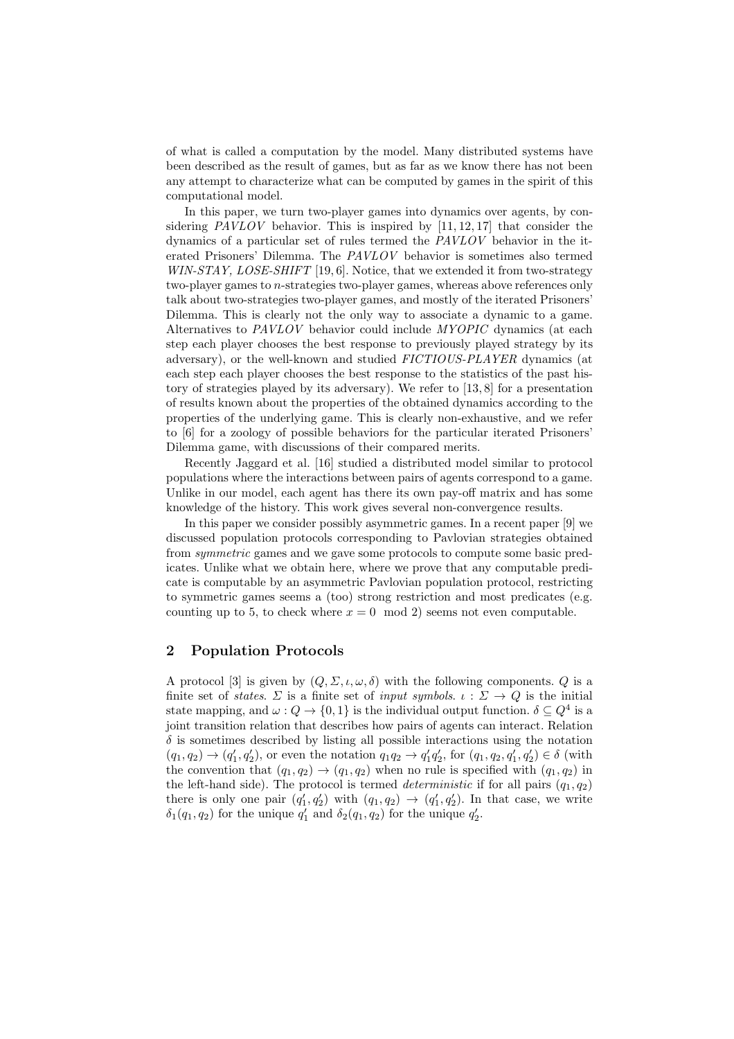of what is called a computation by the model. Many distributed systems have been described as the result of games, but as far as we know there has not been any attempt to characterize what can be computed by games in the spirit of this computational model.

In this paper, we turn two-player games into dynamics over agents, by considering *PAVLOV* behavior. This is inspired by [11, 12, 17] that consider the dynamics of a particular set of rules termed the *PAVLOV* behavior in the iterated Prisoners' Dilemma. The *PAVLOV* behavior is sometimes also termed *WIN-STAY, LOSE-SHIFT* [19, 6]. Notice, that we extended it from two-strategy two-player games to $n$-strategies two-player games, whereas above references only talk about two-strategies two-player games, and mostly of the iterated Prisoners' Dilemma. This is clearly not the only way to associate a dynamic to a game. Alternatives to *PAVLOV* behavior could include *MYOPIC* dynamics (at each step each player chooses the best response to previously played strategy by its adversary), or the well-known and studied *FICTIOUS-PLAYER* dynamics (at each step each player chooses the best response to the statistics of the past history of strategies played by its adversary). We refer to [13, 8] for a presentation of results known about the properties of the obtained dynamics according to the properties of the underlying game. This is clearly non-exhaustive, and we refer to [6] for a zoology of possible behaviors for the particular iterated Prisoners' Dilemma game, with discussions of their compared merits.

Recently Jaggard et al. [16] studied a distributed model similar to protocol populations where the interactions between pairs of agents correspond to a game. Unlike in our model, each agent has there its own pay-off matrix and has some knowledge of the history. This work gives several non-convergence results.

In this paper we consider possibly asymmetric games. In a recent paper [9] we discussed population protocols corresponding to Pavlovian strategies obtained from *symmetric* games and we gave some protocols to compute some basic predicates. Unlike what we obtain here, where we prove that any computable predicate is computable by an asymmetric Pavlovian population protocol, restricting to symmetric games seems a (too) strong restriction and most predicates (e.g. counting up to 5, to check where $x = 0 \mod 2$) seems not even computable.

## 2 Population Protocols

A protocol [3] is given by $(Q, \Sigma, \iota, \omega, \delta)$ with the following components. $Q$ is a finite set of *states*. $\Sigma$ is a finite set of *input symbols*. $\iota : \Sigma \to Q$ is the initial state mapping, and $\omega : Q \to \{0, 1\}$ is the individual output function. $\delta \subseteq Q^4$ is a joint transition relation that describes how pairs of agents can interact. Relation $\delta$ is sometimes described by listing all possible interactions using the notation $(q_1, q_2) \to (q_1', q_2')$, or even the notation $q_1 q_2 \to q_1' q_2'$, for $(q_1, q_2, q_1', q_2') \in \delta$ (with the convention that $(q_1, q_2) \to (q_1, q_2)$ when no rule is specified with $(q_1, q_2)$ in the left-hand side). The protocol is termed *deterministic* if for all pairs $(q_1, q_2)$ there is only one pair $(q_1', q_2')$ with $(q_1, q_2) \to (q_1', q_2')$. In that case, we write $\delta_1(q_1, q_2)$ for the unique $q_1'$ and $\delta_2(q_1, q_2)$ for the unique $q_2'$.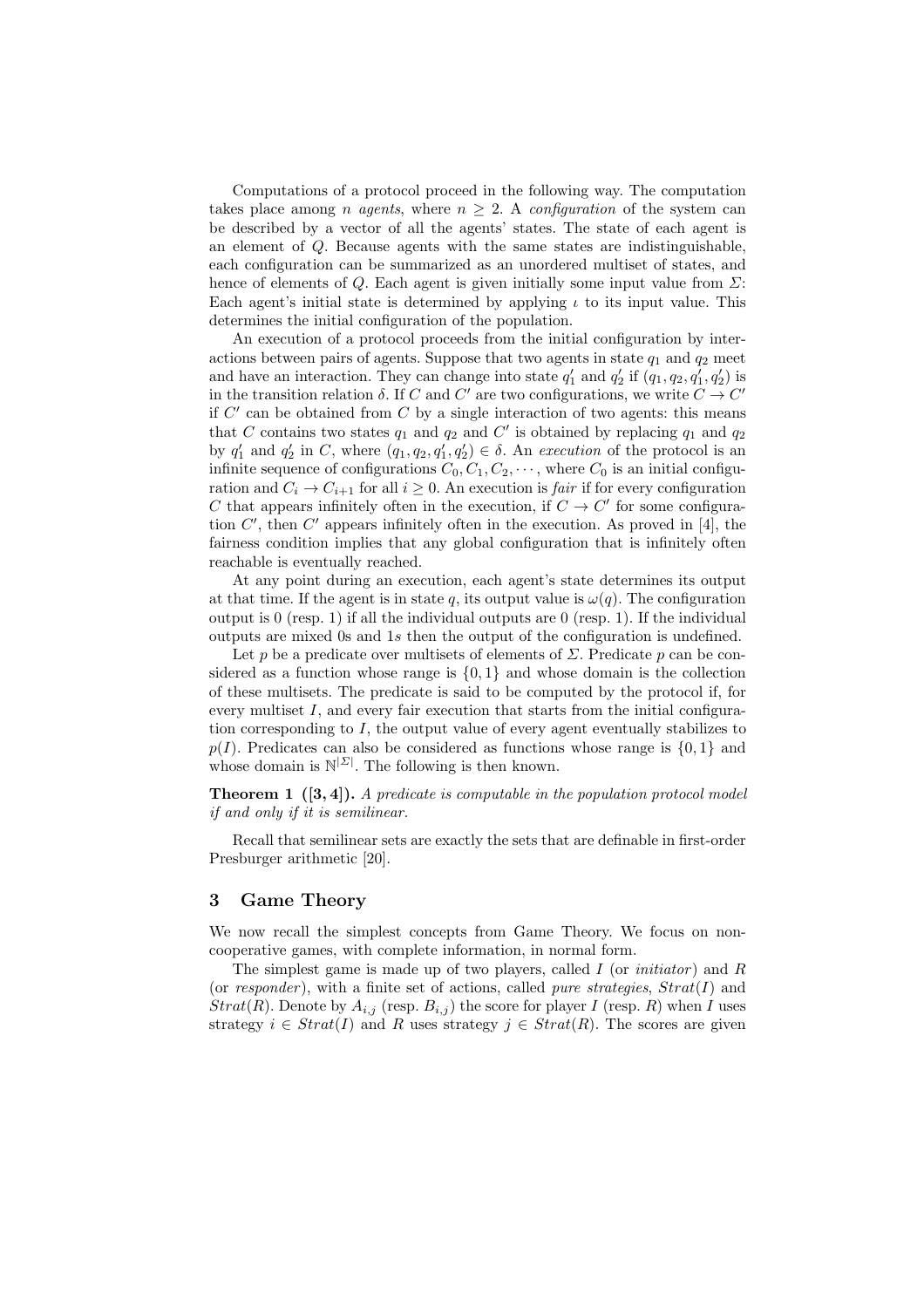Computations of a protocol proceed in the following way. The computation takes place among $n$ *agents*, where $n \geq 2$. A *configuration* of the system can be described by a vector of all the agents' states. The state of each agent is an element of $Q$. Because agents with the same states are indistinguishable, each configuration can be summarized as an unordered multiset of states, and hence of elements of $Q$. Each agent is given initially some input value from $\Sigma$: Each agent's initial state is determined by applying $\iota$ to its input value. This determines the initial configuration of the population.

An execution of a protocol proceeds from the initial configuration by interactions between pairs of agents. Suppose that two agents in state $q_1$ and $q_2$ meet and have an interaction. They can change into state $q_1'$ and $q_2'$ if $(q_1, q_2, q_1', q_2')$ is in the transition relation $\delta$. If $C$ and $C'$ are two configurations, we write $C \rightarrow C'$ if $C'$ can be obtained from $C$ by a single interaction of two agents: this means that $C$ contains two states $q_1$ and $q_2$ and $C'$ is obtained by replacing $q_1$ and $q_2$ by $q_1'$ and $q_2'$ in $C$, where $(q_1, q_2, q_1', q_2') \in \delta$. An *execution* of the protocol is an infinite sequence of configurations $C_0, C_1, C_2, \cdots$, where $C_0$ is an initial configuration and $C_i \rightarrow C_{i+1}$ for all $i \geq 0$. An execution is *fair* if for every configuration $C$ that appears infinitely often in the execution, if $C \rightarrow C'$ for some configuration $C'$, then $C'$ appears infinitely often in the execution. As proved in [4], the fairness condition implies that any global configuration that is infinitely often reachable is eventually reached.

At any point during an execution, each agent's state determines its output at that time. If the agent is in state $q$, its output value is $\omega(q)$. The configuration output is 0 (resp. 1) if all the individual outputs are 0 (resp. 1). If the individual outputs are mixed 0s and 1*s* then the output of the configuration is undefined.

Let $p$ be a predicate over multisets of elements of $\Sigma$. Predicate $p$ can be considered as a function whose range is $\{0, 1\}$ and whose domain is the collection of these multisets. The predicate is said to be computed by the protocol if, for every multiset $I$, and every fair execution that starts from the initial configuration corresponding to $I$, the output value of every agent eventually stabilizes to $p(I)$. Predicates can also be considered as functions whose range is $\{0, 1\}$ and whose domain is $\mathbb{N}^{|\Sigma|}$. The following is then known.

**Theorem 1 ([3, 4]).** *A predicate is computable in the population protocol model if and only if it is semilinear.*

Recall that semilinear sets are exactly the sets that are definable in first-order Presburger arithmetic [20].

## 3 Game Theory

We now recall the simplest concepts from Game Theory. We focus on non-cooperative games, with complete information, in normal form.

The simplest game is made up of two players, called $I$ (or *initiator*) and $R$ (or *responder*), with a finite set of actions, called *pure strategies*, $Strat(I)$ and $Strat(R)$. Denote by $A_{i,j}$ (resp. $B_{i,j}$) the score for player $I$ (resp. $R$) when $I$ uses strategy $i \in Strat(I)$ and $R$ uses strategy $j \in Strat(R)$. The scores are given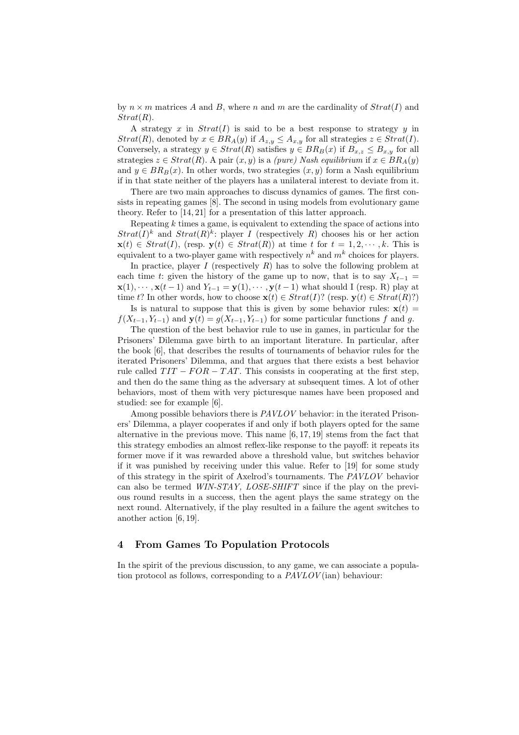by $n \times m$ matrices $A$ and $B$, where $n$ and $m$ are the cardinality of $Strat(I)$ and $Strat(R)$.

A strategy $x$ in $Strat(I)$ is said to be a best response to strategy $y$ in $Strat(R)$, denoted by $x \in BR_A(y)$ if $A_{z,y} \leq A_{x,y}$ for all strategies $z \in Strat(I)$. Conversely, a strategy $y \in Strat(R)$ satisfies $y \in BR_B(x)$ if $B_{x,z} \leq B_{x,y}$ for all strategies $z \in Strat(R)$. A pair $(x, y)$ is a *(pure) Nash equilibrium* if $x \in BR_A(y)$ and $y \in BR_B(x)$. In other words, two strategies $(x, y)$ form a Nash equilibrium if in that state neither of the players has a unilateral interest to deviate from it.

There are two main approaches to discuss dynamics of games. The first consists in repeating games [8]. The second in using models from evolutionary game theory. Refer to [14, 21] for a presentation of this latter approach.

Repeating $k$ times a game, is equivalent to extending the space of actions into $Strat(I)^k$ and $Strat(R)^k$: player $I$ (respectively $R$) chooses his or her action $\mathbf{x}(t) \in Strat(I)$, (resp. $\mathbf{y}(t) \in Strat(R)$) at time $t$ for $t = 1, 2, \cdots, k$. This is equivalent to a two-player game with respectively $n^k$ and $m^k$ choices for players.

In practice, player $I$ (respectively $R$) has to solve the following problem at each time $t$: given the history of the game up to now, that is to say $X_{t-1} = \mathbf{x}(1), \cdots, \mathbf{x}(t-1)$ and $Y_{t-1} = \mathbf{y}(1), \cdots, \mathbf{y}(t-1)$ what should I (resp. R) play at time $t$? In other words, how to choose $\mathbf{x}(t) \in Strat(I)$? (resp. $\mathbf{y}(t) \in Strat(R)$?)

Is is natural to suppose that this is given by some behavior rules: $\mathbf{x}(t) = f(X_{t-1}, Y_{t-1})$ and $\mathbf{y}(t) = g(X_{t-1}, Y_{t-1})$ for some particular functions $f$ and $g$.

The question of the best behavior rule to use in games, in particular for the Prisoners' Dilemma gave birth to an important literature. In particular, after the book [6], that describes the results of tournaments of behavior rules for the iterated Prisoners' Dilemma, and that argues that there exists a best behavior rule called $TIT - FOR - TAT$. This consists in cooperating at the first step, and then do the same thing as the adversary at subsequent times. A lot of other behaviors, most of them with very picturesque names have been proposed and studied: see for example [6].

Among possible behaviors there is $PAVLOV$ behavior: in the iterated Prisoners' Dilemma, a player cooperates if and only if both players opted for the same alternative in the previous move. This name [6, 17, 19] stems from the fact that this strategy embodies an almost reflex-like response to the payoff: it repeats its former move if it was rewarded above a threshold value, but switches behavior if it was punished by receiving under this value. Refer to [19] for some study of this strategy in the spirit of Axelrod's tournaments. The $PAVLOV$ behavior can also be termed *WIN-STAY, LOSE-SHIFT* since if the play on the previous round results in a success, then the agent plays the same strategy on the next round. Alternatively, if the play resulted in a failure the agent switches to another action [6, 19].

## 4 From Games To Population Protocols

In the spirit of the previous discussion, to any game, we can associate a population protocol as follows, corresponding to a $PAVLOV$(ian) behaviour: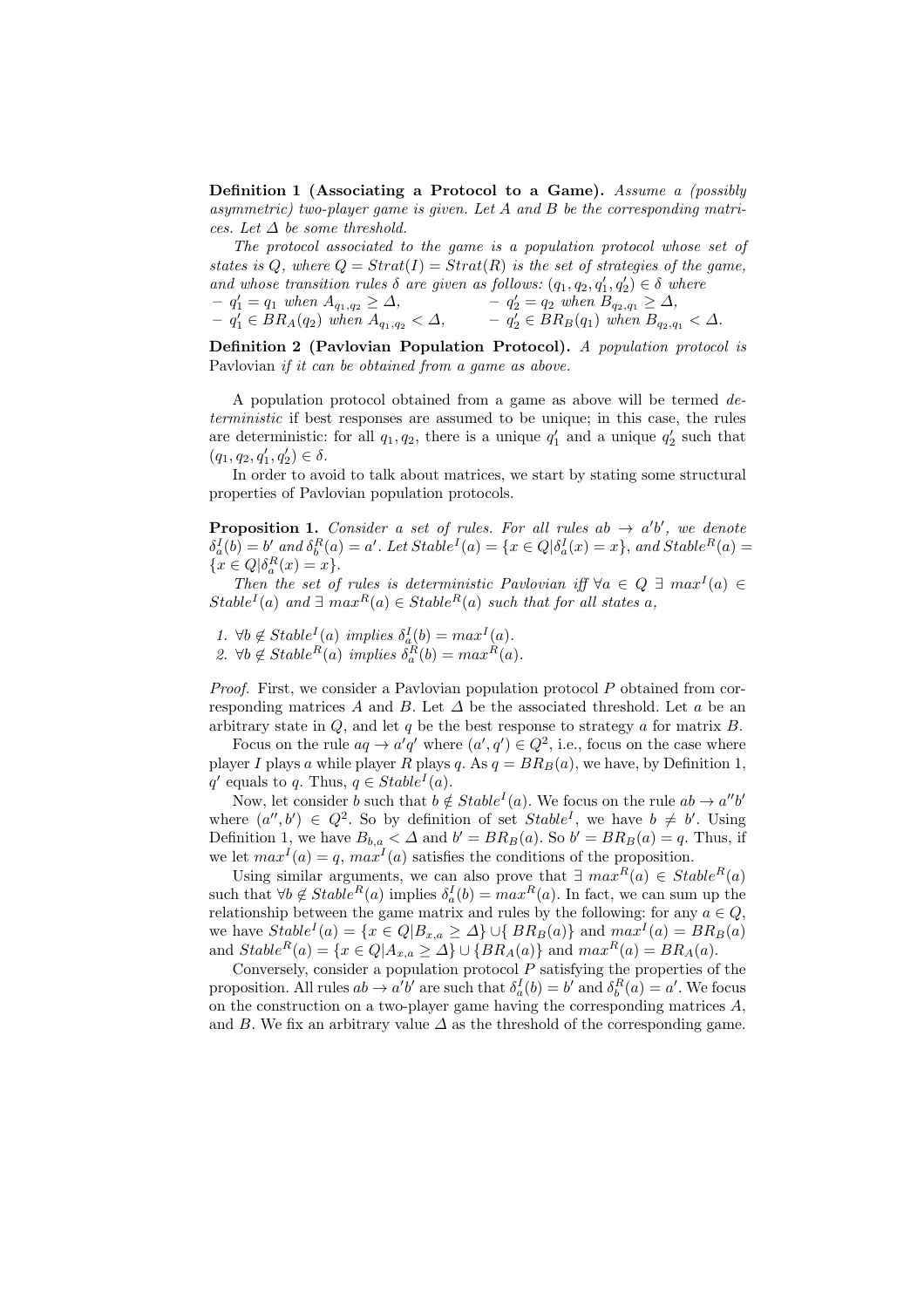**Definition 1 (Associating a Protocol to a Game).** *Assume a (possibly asymmetric) two-player game is given. Let $A$ and $B$ be the corresponding matrices. Let $\Delta$ be some threshold.*

*The protocol associated to the game is a population protocol whose set of states is $Q$, where $Q = Strat(I) = Strat(R)$ is the set of strategies of the game, and whose transition rules $\delta$ are given as follows: $(q_1, q_2, q_1', q_2') \in \delta$ where*

- *$q_1' = q_1$ when $A_{q_1,q_2} \geq \Delta$,*
- *$q_1' \in BR_A(q_2)$ when $A_{q_1,q_2} < \Delta$,*
- *$q_2' = q_2$ when $B_{q_2,q_1} \geq \Delta$,*
- *$q_2' \in BR_B(q_1)$ when $B_{q_2,q_1} < \Delta$.*

**Definition 2 (Pavlovian Population Protocol).** *A population protocol is* Pavlovian *if it can be obtained from a game as above.*

A population protocol obtained from a game as above will be termed *deterministic* if best responses are assumed to be unique; in this case, the rules are deterministic: for all $q_1, q_2$, there is a unique $q_1'$ and a unique $q_2'$ such that $(q_1, q_2, q_1', q_2') \in \delta$.

In order to avoid to talk about matrices, we start by stating some structural properties of Pavlovian population protocols.

**Proposition 1.** *Consider a set of rules. For all rules $ab \to a'b'$, we denote $\delta_a^I(b) = b'$ and $\delta_b^R(a) = a'$. Let $Stable^I(a) = \{x \in Q | \delta_a^I(x) = x\}$, and $Stable^R(a) = \{x \in Q | \delta_a^R(x) = x\}$.*

*Then the set of rules is deterministic Pavlovian iff $\forall a \in Q$ $\exists$ $max^I(a) \in Stable^I(a)$ and $\exists$ $max^R(a) \in Stable^R(a)$ such that for all states $a$,*

1. *$\forall b \notin Stable^I(a)$ implies $\delta_a^I(b) = max^I(a)$.*
2. *$\forall b \notin Stable^R(a)$ implies $\delta_a^R(b) = max^R(a)$.*

*Proof.* First, we consider a Pavlovian population protocol $P$ obtained from corresponding matrices $A$ and $B$. Let $\Delta$ be the associated threshold. Let $a$ be an arbitrary state in $Q$, and let $q$ be the best response to strategy $a$ for matrix $B$.

Focus on the rule $aq \to a'q'$ where $(a', q') \in Q^2$, i.e., focus on the case where player $I$ plays $a$ while player $R$ plays $q$. As $q = BR_B(a)$, we have, by Definition 1, $q'$ equals to $q$. Thus, $q \in Stable^I(a)$.

Now, let consider $b$ such that $b \notin Stable^I(a)$. We focus on the rule $ab \to a''b'$ where $(a'', b') \in Q^2$. So by definition of set $Stable^I$, we have $b \neq b'$. Using Definition 1, we have $B_{b,a} < \Delta$ and $b' = BR_B(a)$. So $b' = BR_B(a) = q$. Thus, if we let $max^I(a) = q$, $max^I(a)$ satisfies the conditions of the proposition.

Using similar arguments, we can also prove that $\exists$ $max^R(a) \in Stable^R(a)$ such that $\forall b \notin Stable^R(a)$ implies $\delta_a^I(b) = max^R(a)$. In fact, we can sum up the relationship between the game matrix and rules by the following: for any $a \in Q$, we have $Stable^I(a) = \{x \in Q | B_{x,a} \geq \Delta\} \cup \{BR_B(a)\}$ and $max^I(a) = BR_B(a)$ and $Stable^R(a) = \{x \in Q | A_{x,a} \geq \Delta\} \cup \{BR_A(a)\}$ and $max^R(a) = BR_A(a)$.

Conversely, consider a population protocol $P$ satisfying the properties of the proposition. All rules $ab \to a'b'$ are such that $\delta_a^I(b) = b'$ and $\delta_b^R(a) = a'$. We focus on the construction on a two-player game having the corresponding matrices $A$, and $B$. We fix an arbitrary value $\Delta$ as the threshold of the corresponding game.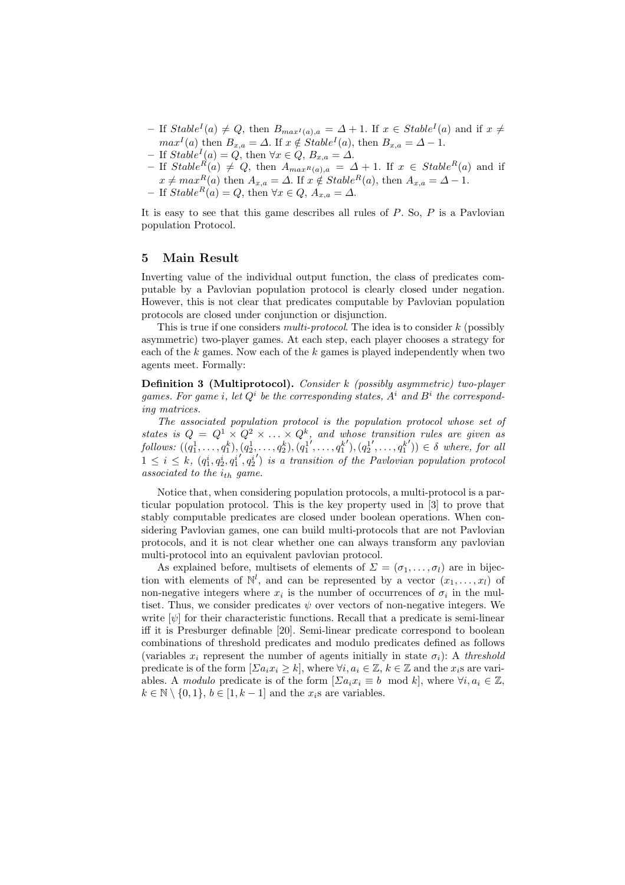- If $Stable^I(a) \neq Q$, then $B_{max^I(a),a} = \Delta + 1$. If $x \in Stable^I(a)$ and if $x \neq max^I(a)$ then $B_{x,a} = \Delta$. If $x \notin Stable^I(a)$, then $B_{x,a} = \Delta - 1$.
- If $Stable^I(a) = Q$, then $\forall x \in Q$, $B_{x,a} = \Delta$.
- If $Stable^R(a) \neq Q$, then $A_{max^R(a),a} = \Delta + 1$. If $x \in Stable^R(a)$ and if $x \neq max^R(a)$ then $A_{x,a} = \Delta$. If $x \notin Stable^R(a)$, then $A_{x,a} = \Delta - 1$.
- If $Stable^R(a) = Q$, then $\forall x \in Q$, $A_{x,a} = \Delta$.

It is easy to see that this game describes all rules of $P$. So, $P$ is a Pavlovian population Protocol.

## 5 Main Result

Inverting value of the individual output function, the class of predicates computable by a Pavlovian population protocol is clearly closed under negation. However, this is not clear that predicates computable by Pavlovian population protocols are closed under conjunction or disjunction.

This is true if one considers *multi-protocol*. The idea is to consider $k$ (possibly asymmetric) two-player games. At each step, each player chooses a strategy for each of the $k$ games. Now each of the $k$ games is played independently when two agents meet. Formally:

**Definition 3 (Multiprotocol).** *Consider $k$ (possibly asymmetric) two-player games. For game $i$, let $Q^i$ be the corresponding states, $A^i$ and $B^i$ the corresponding matrices.*

*The associated population protocol is the population protocol whose set of states is $Q = Q^1 \times Q^2 \times \ldots \times Q^k$, and whose transition rules are given as follows: $((q_1^1, \ldots, q_1^k), (q_2^1, \ldots, q_2^k), ({q_1^1}', \ldots, {q_1^k}'), ({q_2^1}', \ldots, {q_1^k}')) \in \delta$ where, for all $1 \leq i \leq k$, $(q_1^i, q_2^i, {q_1^i}', {q_2^i}')$ is a transition of the Pavlovian population protocol associated to the $i_{th}$ game.*

Notice that, when considering population protocols, a multi-protocol is a particular population protocol. This is the key property used in [3] to prove that stably computable predicates are closed under boolean operations. When considering Pavlovian games, one can build multi-protocols that are not Pavlovian protocols, and it is not clear whether one can always transform any pavlovian multi-protocol into an equivalent pavlovian protocol.

As explained before, multisets of elements of $\Sigma = (\sigma_1, \ldots, \sigma_l)$ are in bijection with elements of $\mathbb{N}^l$, and can be represented by a vector $(x_1, \ldots, x_l)$ of non-negative integers where $x_i$ is the number of occurrences of $\sigma_i$ in the multiset. Thus, we consider predicates $\psi$ over vectors of non-negative integers. We write $[\psi]$ for their characteristic functions. Recall that a predicate is semi-linear iff it is Presburger definable [20]. Semi-linear predicate correspond to boolean combinations of threshold predicates and modulo predicates defined as follows (variables $x_i$ represent the number of agents initially in state $\sigma_i$): A *threshold* predicate is of the form $[\Sigma a_i x_i \geq k]$, where $\forall i, a_i \in \mathbb{Z}$, $k \in \mathbb{Z}$ and the $x_i$s are variables. A *modulo* predicate is of the form $[\Sigma a_i x_i \equiv b \mod k]$, where $\forall i, a_i \in \mathbb{Z}$, $k \in \mathbb{N} \setminus \{0, 1\}$, $b \in [1, k-1]$ and the $x_i$s are variables.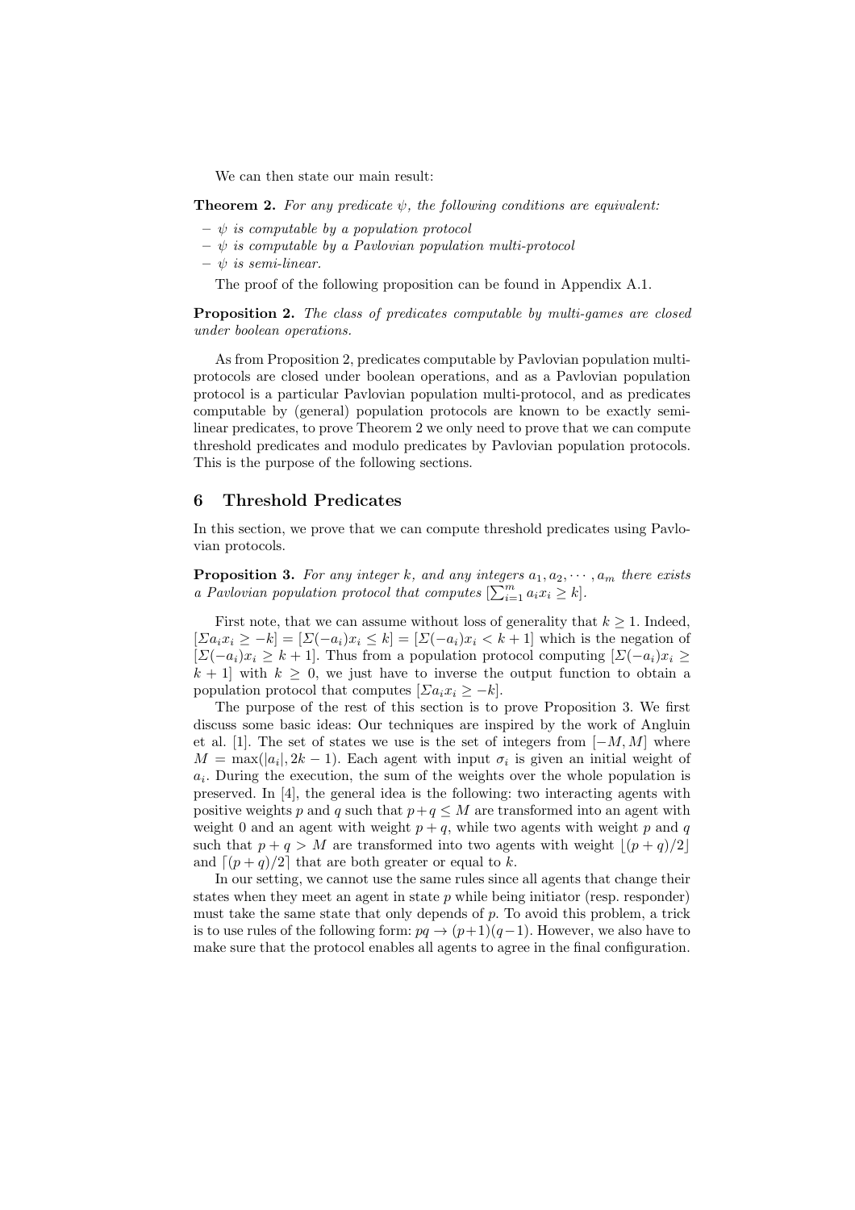We can then state our main result:

**Theorem 2.** *For any predicate $\psi$, the following conditions are equivalent:*

- *$\psi$ is computable by a population protocol*
- *$\psi$ is computable by a Pavlovian population multi-protocol*
- *$\psi$ is semi-linear.*

The proof of the following proposition can be found in Appendix A.1.

**Proposition 2.** *The class of predicates computable by multi-games are closed under boolean operations.*

As from Proposition 2, predicates computable by Pavlovian population multi-protocols are closed under boolean operations, and as a Pavlovian population protocol is a particular Pavlovian population multi-protocol, and as predicates computable by (general) population protocols are known to be exactly semi-linear predicates, to prove Theorem 2 we only need to prove that we can compute threshold predicates and modulo predicates by Pavlovian population protocols. This is the purpose of the following sections.

## 6 Threshold Predicates

In this section, we prove that we can compute threshold predicates using Pavlovian protocols.

**Proposition 3.** *For any integer $k$, and any integers $a_1, a_2, \cdots, a_m$ there exists a Pavlovian population protocol that computes $[\sum_{i=1}^{m} a_i x_i \geq k]$.*

First note, that we can assume without loss of generality that $k \geq 1$. Indeed, $[\Sigma a_i x_i \geq -k] = [\Sigma(-a_i)x_i \leq k] = [\Sigma(-a_i)x_i < k+1]$ which is the negation of $[\Sigma(-a_i)x_i \geq k+1]$. Thus from a population protocol computing $[\Sigma(-a_i)x_i \geq k+1]$ with $k \geq 0$, we just have to inverse the output function to obtain a population protocol that computes $[\Sigma a_i x_i \geq -k]$.

The purpose of the rest of this section is to prove Proposition 3. We first discuss some basic ideas: Our techniques are inspired by the work of Angluin et al. [1]. The set of states we use is the set of integers from $[-M, M]$ where $M = \max(|a_i|, 2k-1)$. Each agent with input $\sigma_i$ is given an initial weight of $a_i$. During the execution, the sum of the weights over the whole population is preserved. In [4], the general idea is the following: two interacting agents with positive weights $p$ and $q$ such that $p+q \leq M$ are transformed into an agent with weight 0 and an agent with weight $p+q$, while two agents with weight $p$ and $q$ such that $p+q > M$ are transformed into two agents with weight $\lfloor (p+q)/2 \rfloor$ and $\lceil (p+q)/2 \rceil$ that are both greater or equal to $k$.

In our setting, we cannot use the same rules since all agents that change their states when they meet an agent in state $p$ while being initiator (resp. responder) must take the same state that only depends of $p$. To avoid this problem, a trick is to use rules of the following form: $pq \to (p+1)(q-1)$. However, we also have to make sure that the protocol enables all agents to agree in the final configuration.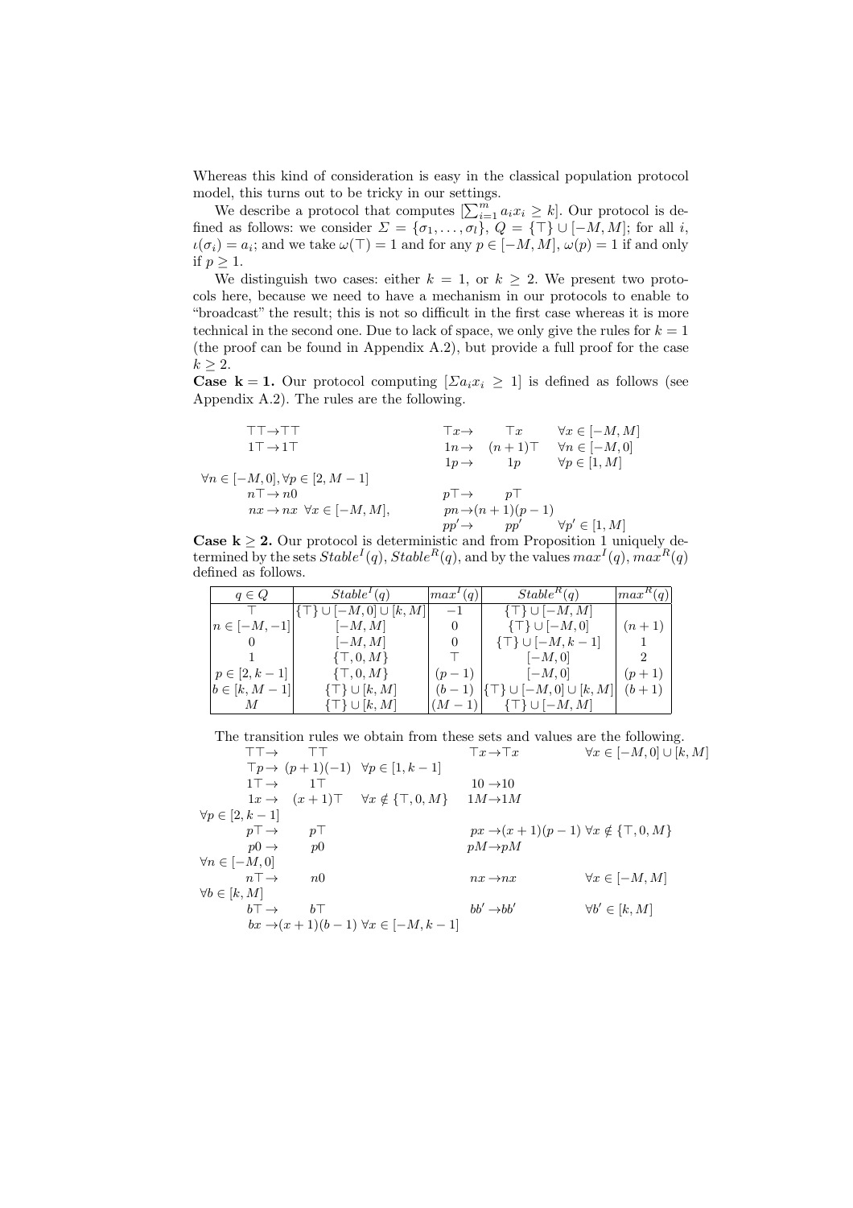Whereas this kind of consideration is easy in the classical population protocol model, this turns out to be tricky in our settings.

We describe a protocol that computes $[\sum_{i=1}^{m} a_i x_i \geq k]$. Our protocol is defined as follows: we consider $\Sigma = \{\sigma_1, \dots, \sigma_l\}$, $Q = \{\top\} \cup [-M, M]$; for all $i$, $\iota(\sigma_i) = a_i$; and we take $\omega(\top) = 1$ and for any $p \in [-M, M]$, $\omega(p) = 1$ if and only if $p \geq 1$.

We distinguish two cases: either $k = 1$, or $k \geq 2$. We present two protocols here, because we need to have a mechanism in our protocols to enable to "broadcast" the result; this is not so difficult in the first case whereas it is more technical in the second one. Due to lack of space, we only give the rules for $k = 1$ (the proof can be found in Appendix A.2), but provide a full proof for the case $k \geq 2$.

**Case $\mathbf{k = 1}$.** Our protocol computing $[\Sigma a_i x_i \geq 1]$ is defined as follows (see Appendix A.2). The rules are the following.

$$
\begin{array}{llll}
\top\top \to \top\top & \top x \to \top x & \forall x \in [-M, M] \\
1\top \to 1\top & 1n \to (n+1)\top & \forall n \in [-M, 0] \\
 & 1p \to 1p & \forall p \in [1, M] \\
\forall n \in [-M, 0], \forall p \in [2, M-1] & & \\
\quad n\top \to n0 & p\top \to p\top & \\
\quad nx \to nx \ \ \forall x \in [-M, M], & pn \to (n+1)(p-1) & \\
 & pp' \to pp' & \forall p' \in [1, M]
\end{array}
$$

**Case $\mathbf{k \geq 2}$.** Our protocol is deterministic and from Proposition 1 uniquely determined by the sets $Stable^I(q)$, $Stable^R(q)$, and by the values $max^I(q)$, $max^R(q)$ defined as follows.

| $q \in Q$ | $Stable^I(q)$ | $max^I(q)$ | $Stable^R(q)$ | $max^R(q)$ |
|---|---|---|---|---|
| $\top$ | $\{\top\} \cup [-M, 0] \cup [k, M]$ | $-1$ | $\{\top\} \cup [-M, M]$ | |
| $n \in [-M, -1]$ | $[-M, M]$ | $0$ | $\{\top\} \cup [-M, 0]$ | $(n+1)$ |
| $0$ | $[-M, M]$ | $0$ | $\{\top\} \cup [-M, k-1]$ | $1$ |
| $1$ | $\{\top, 0, M\}$ | $\top$ | $[-M, 0]$ | $2$ |
| $p \in [2, k-1]$ | $\{\top, 0, M\}$ | $(p-1)$ | $[-M, 0]$ | $(p+1)$ |
| $b \in [k, M-1]$ | $\{\top\} \cup [k, M]$ | $(b-1)$ | $\{\top\} \cup [-M, 0] \cup [k, M]$ | $(b+1)$ |
| $M$ | $\{\top\} \cup [k, M]$ | $(M-1)$ | $\{\top\} \cup [-M, M]$ | |

The transition rules we obtain from these sets and values are the following.

$$
\begin{array}{llll}
\top\top \to \top\top & & \top x \to \top x & \forall x \in [-M, 0] \cup [k, M] \\
\top p \to (p+1)(-1) & \forall p \in [1, k-1] & & \\
1\top \to 1\top & & 10 \to 10 & \\
1x \to (x+1)\top & \forall x \notin \{\top, 0, M\} & 1M \to 1M & \\
\forall p \in [2, k-1] & & & \\
\quad p\top \to p\top & & px \to (x+1)(p-1) & \forall x \notin \{\top, 0, M\} \\
\quad p0 \to p0 & & pM \to pM & \\
\forall n \in [-M, 0] & & & \\
\quad n\top \to n0 & & nx \to nx & \forall x \in [-M, M] \\
\forall b \in [k, M] & & & \\
\quad b\top \to b\top & & bb' \to bb' & \forall b' \in [k, M] \\
\quad bx \to (x+1)(b-1) & \forall x \in [-M, k-1] & &
\end{array}
$$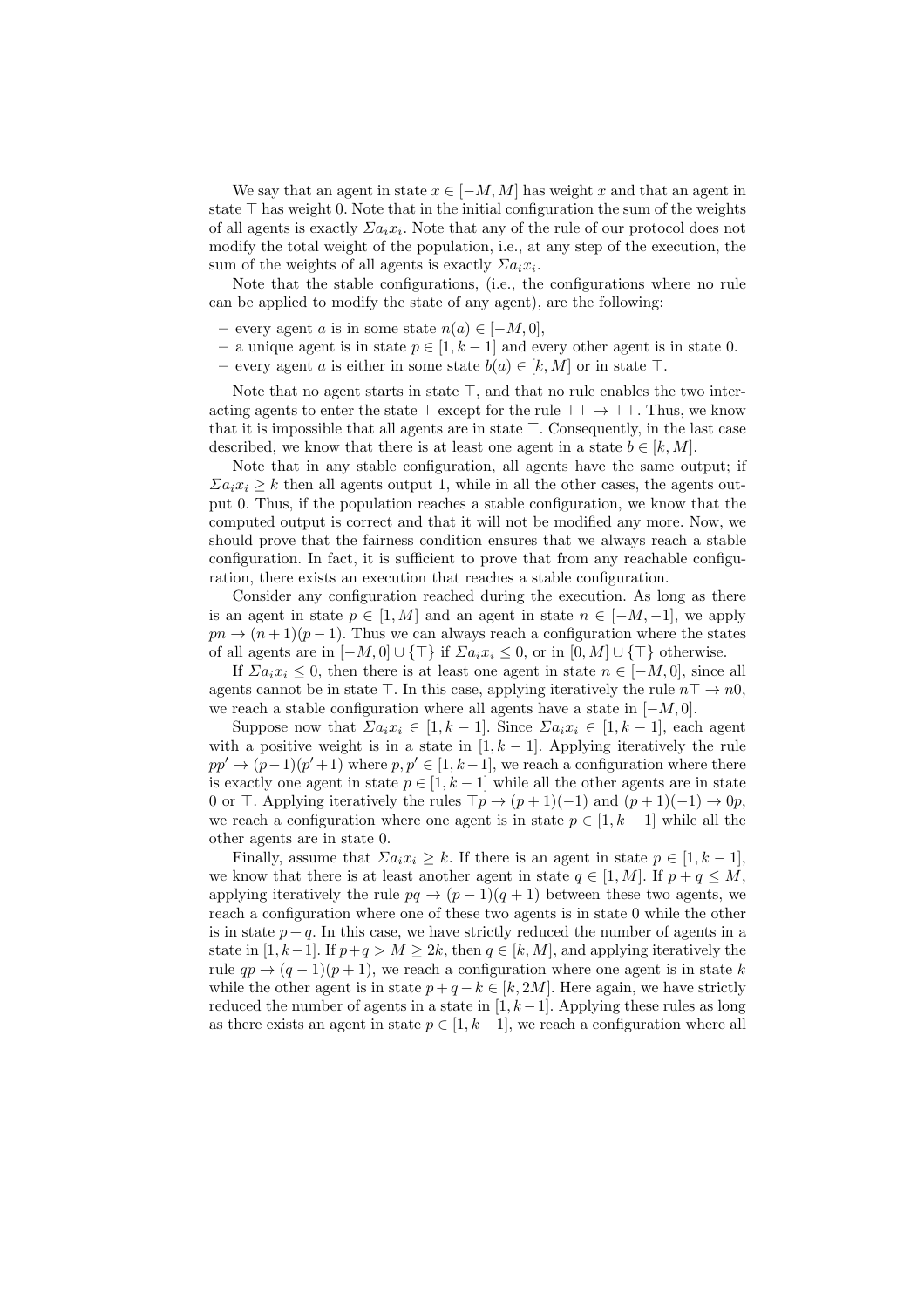We say that an agent in state $x \in [-M, M]$ has weight $x$ and that an agent in state $\top$ has weight 0. Note that in the initial configuration the sum of the weights of all agents is exactly $\Sigma a_i x_i$. Note that any of the rule of our protocol does not modify the total weight of the population, i.e., at any step of the execution, the sum of the weights of all agents is exactly $\Sigma a_i x_i$.

Note that the stable configurations, (i.e., the configurations where no rule can be applied to modify the state of any agent), are the following:

- every agent $a$ is in some state $n(a) \in [-M, 0]$,
- a unique agent is in state $p \in [1, k-1]$ and every other agent is in state 0.
- every agent $a$ is either in some state $b(a) \in [k, M]$ or in state $\top$.

Note that no agent starts in state $\top$, and that no rule enables the two interacting agents to enter the state $\top$ except for the rule $\top\top \to \top\top$. Thus, we know that it is impossible that all agents are in state $\top$. Consequently, in the last case described, we know that there is at least one agent in a state $b \in [k, M]$.

Note that in any stable configuration, all agents have the same output; if $\Sigma a_i x_i \geq k$ then all agents output 1, while in all the other cases, the agents output 0. Thus, if the population reaches a stable configuration, we know that the computed output is correct and that it will not be modified any more. Now, we should prove that the fairness condition ensures that we always reach a stable configuration. In fact, it is sufficient to prove that from any reachable configuration, there exists an execution that reaches a stable configuration.

Consider any configuration reached during the execution. As long as there is an agent in state $p \in [1, M]$ and an agent in state $n \in [-M, -1]$, we apply $pn \to (n+1)(p-1)$. Thus we can always reach a configuration where the states of all agents are in $[-M, 0] \cup \{\top\}$ if $\Sigma a_i x_i \leq 0$, or in $[0, M] \cup \{\top\}$ otherwise.

If $\Sigma a_i x_i \leq 0$, then there is at least one agent in state $n \in [-M, 0]$, since all agents cannot be in state $\top$. In this case, applying iteratively the rule $n\top \to n0$, we reach a stable configuration where all agents have a state in $[-M, 0]$.

Suppose now that $\Sigma a_i x_i \in [1, k-1]$. Since $\Sigma a_i x_i \in [1, k-1]$, each agent with a positive weight is in a state in $[1, k-1]$. Applying iteratively the rule $pp' \to (p-1)(p'+1)$ where $p, p' \in [1, k-1]$, we reach a configuration where there is exactly one agent in state $p \in [1, k-1]$ while all the other agents are in state 0 or $\top$. Applying iteratively the rules $\top p \to (p+1)(-1)$ and $(p+1)(-1) \to 0p$, we reach a configuration where one agent is in state $p \in [1, k-1]$ while all the other agents are in state 0.

Finally, assume that $\Sigma a_i x_i \geq k$. If there is an agent in state $p \in [1, k-1]$, we know that there is at least another agent in state $q \in [1, M]$. If $p + q \leq M$, applying iteratively the rule $pq \to (p-1)(q+1)$ between these two agents, we reach a configuration where one of these two agents is in state 0 while the other is in state $p+q$. In this case, we have strictly reduced the number of agents in a state in $[1, k-1]$. If $p+q > M \geq 2k$, then $q \in [k, M]$, and applying iteratively the rule $qp \to (q-1)(p+1)$, we reach a configuration where one agent is in state $k$ while the other agent is in state $p+q-k \in [k, 2M]$. Here again, we have strictly reduced the number of agents in a state in $[1, k-1]$. Applying these rules as long as there exists an agent in state $p \in [1, k-1]$, we reach a configuration where all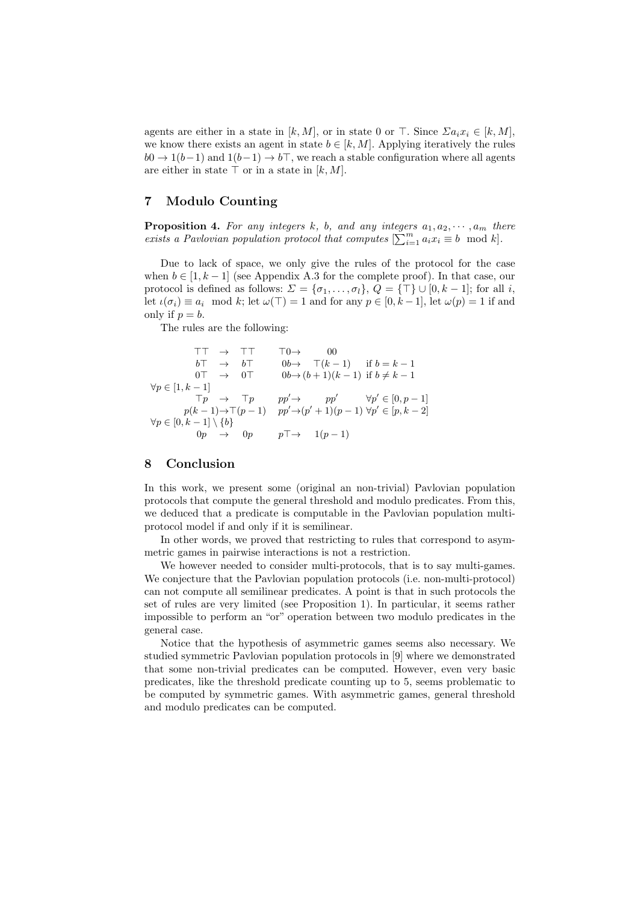agents are either in a state in $[k, M]$, or in state 0 or $\top$. Since $\Sigma a_i x_i \in [k, M]$, we know there exists an agent in state $b \in [k, M]$. Applying iteratively the rules $b0 \to 1(b-1)$ and $1(b-1) \to b\top$, we reach a stable configuration where all agents are either in state $\top$ or in a state in $[k, M]$.

## 7 Modulo Counting

**Proposition 4.** *For any integers $k$, $b$, and any integers $a_1, a_2, \cdots, a_m$ there exists a Pavlovian population protocol that computes $[\sum_{i=1}^{m} a_i x_i \equiv b \mod k]$.*

Due to lack of space, we only give the rules of the protocol for the case when $b \in [1, k-1]$ (see Appendix A.3 for the complete proof). In that case, our protocol is defined as follows: $\Sigma = \{\sigma_1, \ldots, \sigma_l\}$, $Q = \{\top\} \cup [0, k-1]$; for all $i$, let $\iota(\sigma_i) \equiv a_i \mod k$; let $\omega(\top) = 1$ and for any $p \in [0, k-1]$, let $\omega(p) = 1$ if and only if $p = b$.

The rules are the following:

$$
\begin{array}{llll}
\top\top \to \top\top & \top 0 \to 00 & & \\
b\top \to b\top & 0b \to \top(k-1) & \text{if } b = k-1 & \\
0\top \to 0\top & 0b \to (b+1)(k-1) & \text{if } b \neq k-1 & \\
\forall p \in [1, k-1] & & & \\
\top p \to \top p & pp' \to pp' & \forall p' \in [0, p-1] & \\
p(k-1) \to \top(p-1) & pp' \to (p'+1)(p-1) & \forall p' \in [p, k-2] & \\
\forall p \in [0, k-1] \setminus \{b\} & & & \\
0p \to 0p & p\top \to 1(p-1) & &
\end{array}
$$

## 8 Conclusion

In this work, we present some (original an non-trivial) Pavlovian population protocols that compute the general threshold and modulo predicates. From this, we deduced that a predicate is computable in the Pavlovian population multi-protocol model if and only if it is semilinear.

In other words, we proved that restricting to rules that correspond to asymmetric games in pairwise interactions is not a restriction.

We however needed to consider multi-protocols, that is to say multi-games. We conjecture that the Pavlovian population protocols (i.e. non-multi-protocol) can not compute all semilinear predicates. A point is that in such protocols the set of rules are very limited (see Proposition 1). In particular, it seems rather impossible to perform an "or" operation between two modulo predicates in the general case.

Notice that the hypothesis of asymmetric games seems also necessary. We studied symmetric Pavlovian population protocols in [9] where we demonstrated that some non-trivial predicates can be computed. However, even very basic predicates, like the threshold predicate counting up to 5, seems problematic to be computed by symmetric games. With asymmetric games, general threshold and modulo predicates can be computed.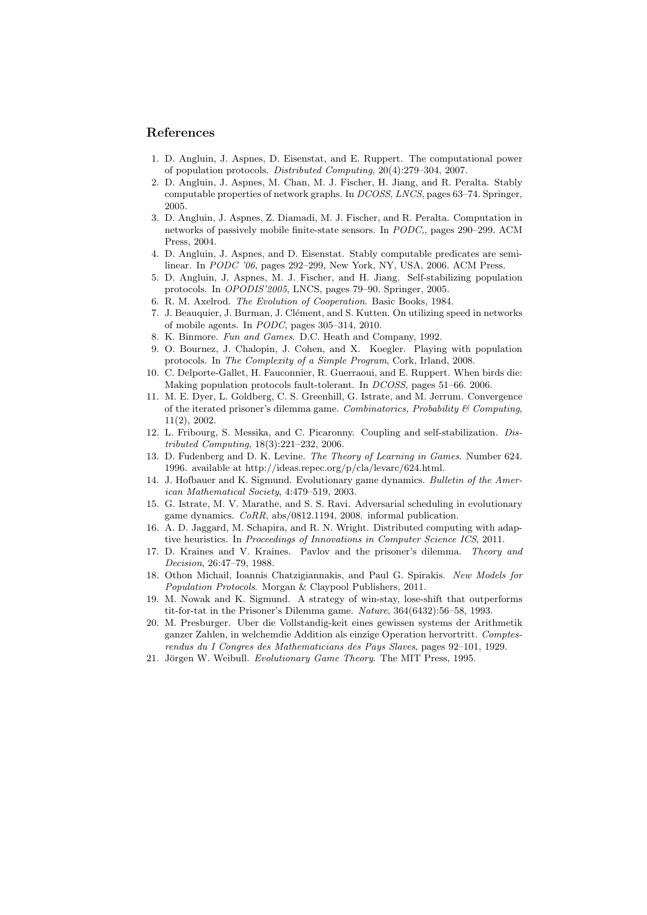## References

1. D. Angluin, J. Aspnes, D. Eisenstat, and E. Ruppert. The computational power of population protocols. *Distributed Computing*, 20(4):279–304, 2007.
2. D. Angluin, J. Aspnes, M. Chan, M. J. Fischer, H. Jiang, and R. Peralta. Stably computable properties of network graphs. In *DCOSS*, *LNCS*, pages 63–74. Springer, 2005.
3. D. Angluin, J. Aspnes, Z. Diamadi, M. J. Fischer, and R. Peralta. Computation in networks of passively mobile finite-state sensors. In *PODC*,, pages 290–299. ACM Press, 2004.
4. D. Angluin, J. Aspnes, and D. Eisenstat. Stably computable predicates are semilinear. In *PODC '06*, pages 292–299, New York, NY, USA, 2006. ACM Press.
5. D. Angluin, J. Aspnes, M. J. Fischer, and H. Jiang. Self-stabilizing population protocols. In *OPODIS'2005*, LNCS, pages 79–90. Springer, 2005.
6. R. M. Axelrod. *The Evolution of Cooperation*. Basic Books, 1984.
7. J. Beauquier, J. Burman, J. Clément, and S. Kutten. On utilizing speed in networks of mobile agents. In *PODC*, pages 305–314, 2010.
8. K. Binmore. *Fun and Games*. D.C. Heath and Company, 1992.
9. O. Bournez, J. Chalopin, J. Cohen, and X. Koegler. Playing with population protocols. In *The Complexity of a Simple Program*, Cork, Irland, 2008.
10. C. Delporte-Gallet, H. Fauconnier, R. Guerraoui, and E. Ruppert. When birds die: Making population protocols fault-tolerant. In *DCOSS*, pages 51–66. 2006.
11. M. E. Dyer, L. Goldberg, C. S. Greenhill, G. Istrate, and M. Jerrum. Convergence of the iterated prisoner's dilemma game. *Combinatorics, Probability & Computing*, 11(2), 2002.
12. L. Fribourg, S. Messika, and C. Picaronny. Coupling and self-stabilization. *Distributed Computing*, 18(3):221–232, 2006.
13. D. Fudenberg and D. K. Levine. *The Theory of Learning in Games*. Number 624. 1996. available at http://ideas.repec.org/p/cla/levarc/624.html.
14. J. Hofbauer and K. Sigmund. Evolutionary game dynamics. *Bulletin of the American Mathematical Society*, 4:479–519, 2003.
15. G. Istrate, M. V. Marathe, and S. S. Ravi. Adversarial scheduling in evolutionary game dynamics. *CoRR*, abs/0812.1194, 2008. informal publication.
16. A. D. Jaggard, M. Schapira, and R. N. Wright. Distributed computing with adaptive heuristics. In *Proceedings of Innovations in Computer Science ICS*, 2011.
17. D. Kraines and V. Kraines. Pavlov and the prisoner's dilemma. *Theory and Decision*, 26:47–79, 1988.
18. Othon Michail, Ioannis Chatzigiannakis, and Paul G. Spirakis. *New Models for Population Protocols*. Morgan & Claypool Publishers, 2011.
19. M. Nowak and K. Sigmund. A strategy of win-stay, lose-shift that outperforms tit-for-tat in the Prisoner's Dilemma game. *Nature*, 364(6432):56–58, 1993.
20. M. Presburger. Uber die Vollstandig-keit eines gewissen systems der Arithmetik ganzer Zahlen, in welchemdie Addition als einzige Operation hervortritt. *Comptes-rendus du I Congres des Mathematicians des Pays Slaves*, pages 92–101, 1929.
21. Jörgen W. Weibull. *Evolutionary Game Theory*. The MIT Press, 1995.